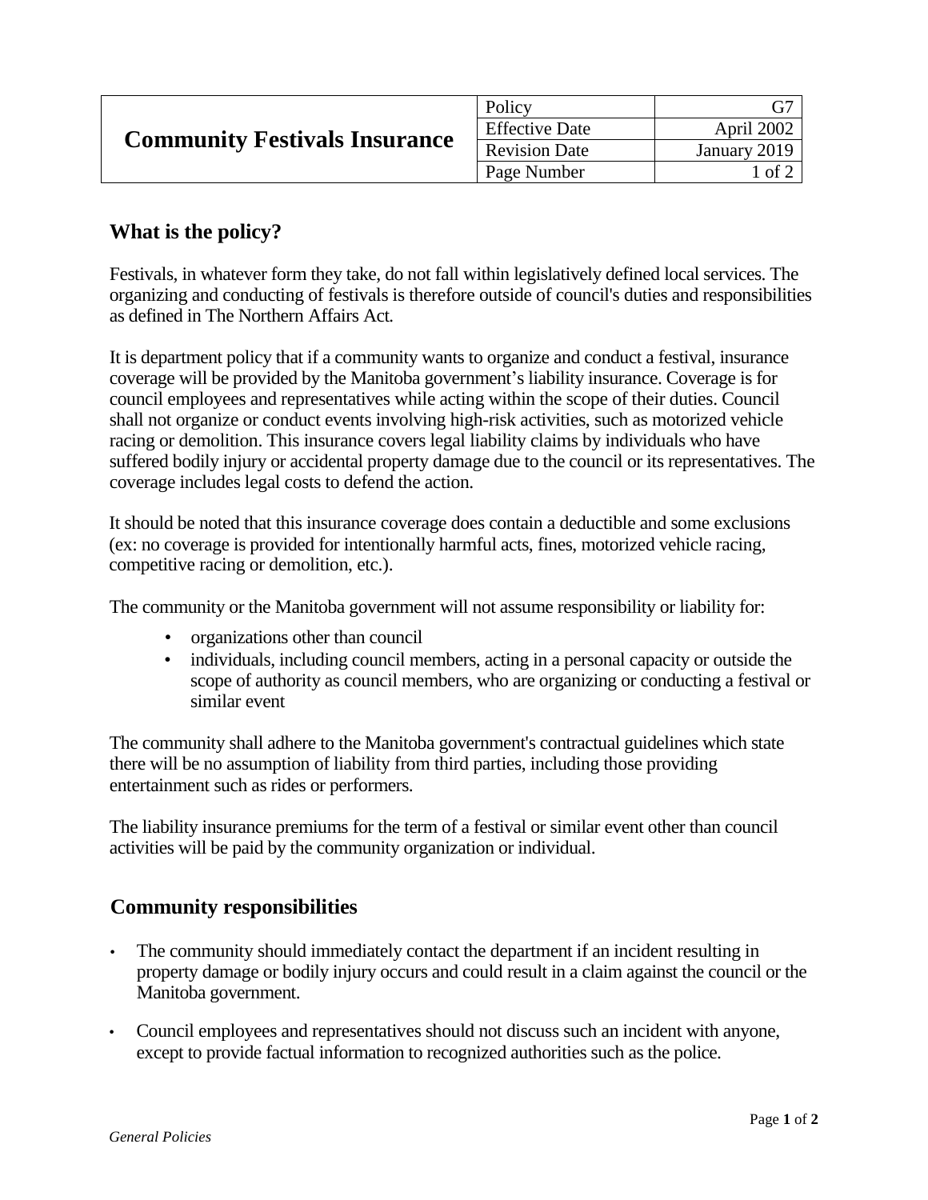| **Community Festivals Insurance** | Policy | G7 |
|---|---|---|
| | Effective Date | April 2002 |
| | Revision Date | January 2019 |
| | Page Number | 1 of 2 |

## What is the policy?

Festivals, in whatever form they take, do not fall within legislatively defined local services. The organizing and conducting of festivals is therefore outside of council's duties and responsibilities as defined in The Northern Affairs Act.

It is department policy that if a community wants to organize and conduct a festival, insurance coverage will be provided by the Manitoba government's liability insurance. Coverage is for council employees and representatives while acting within the scope of their duties. Council shall not organize or conduct events involving high-risk activities, such as motorized vehicle racing or demolition. This insurance covers legal liability claims by individuals who have suffered bodily injury or accidental property damage due to the council or its representatives. The coverage includes legal costs to defend the action.

It should be noted that this insurance coverage does contain a deductible and some exclusions (ex: no coverage is provided for intentionally harmful acts, fines, motorized vehicle racing, competitive racing or demolition, etc.).

The community or the Manitoba government will not assume responsibility or liability for:

- organizations other than council
- individuals, including council members, acting in a personal capacity or outside the scope of authority as council members, who are organizing or conducting a festival or similar event

The community shall adhere to the Manitoba government's contractual guidelines which state there will be no assumption of liability from third parties, including those providing entertainment such as rides or performers.

The liability insurance premiums for the term of a festival or similar event other than council activities will be paid by the community organization or individual.

## Community responsibilities

- The community should immediately contact the department if an incident resulting in property damage or bodily injury occurs and could result in a claim against the council or the Manitoba government.
- Council employees and representatives should not discuss such an incident with anyone, except to provide factual information to recognized authorities such as the police.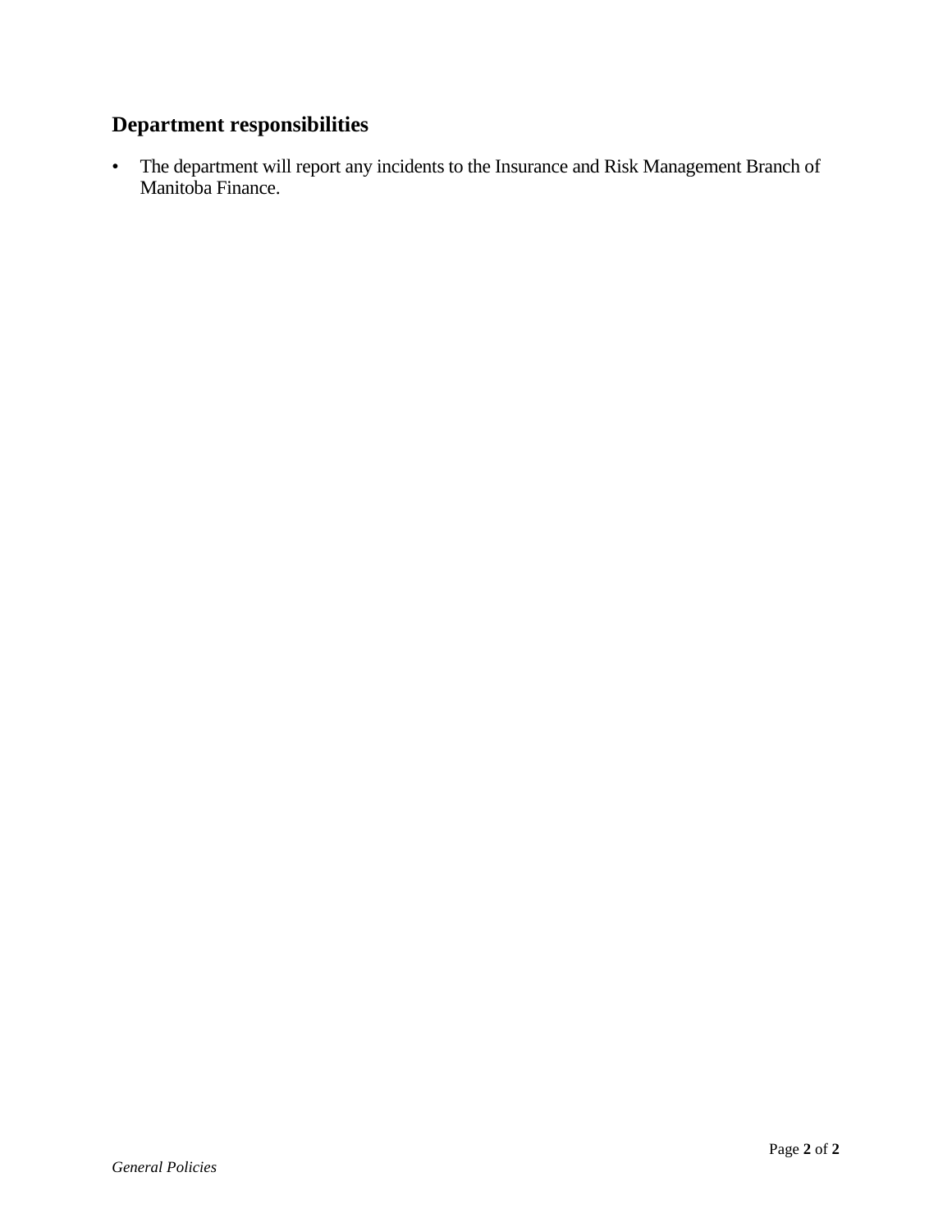## Department responsibilities

- The department will report any incidents to the Insurance and Risk Management Branch of Manitoba Finance.